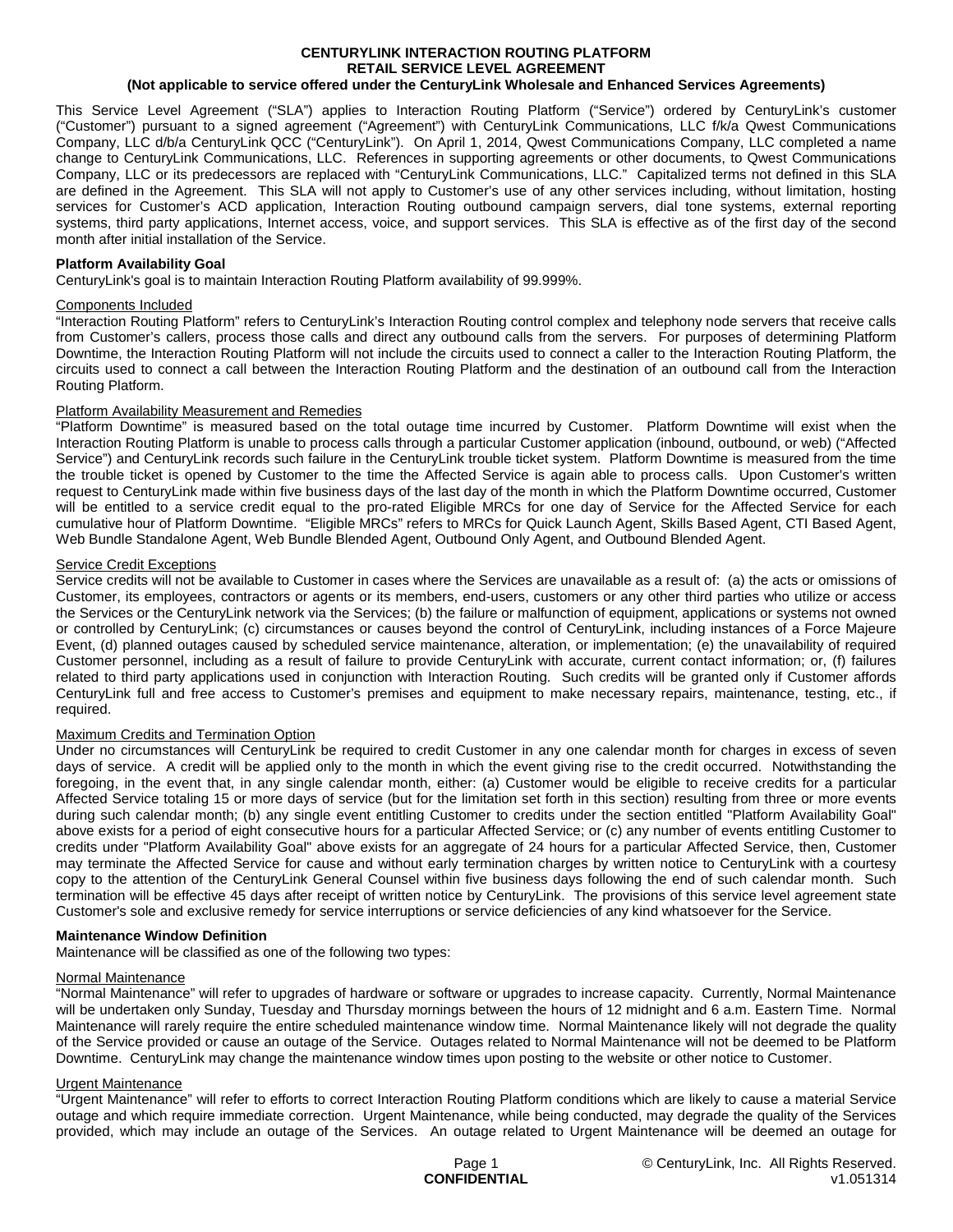# CENTURYLINK INTERACTION ROUTING PLATFORM
## RETAIL SERVICE LEVEL AGREEMENT
### (Not applicable to service offered under the CenturyLink Wholesale and Enhanced Services Agreements)

This Service Level Agreement ("SLA") applies to Interaction Routing Platform ("Service") ordered by CenturyLink's customer ("Customer") pursuant to a signed agreement ("Agreement") with CenturyLink Communications, LLC f/k/a Qwest Communications Company, LLC d/b/a CenturyLink QCC ("CenturyLink"). On April 1, 2014, Qwest Communications Company, LLC completed a name change to CenturyLink Communications, LLC. References in supporting agreements or other documents, to Qwest Communications Company, LLC or its predecessors are replaced with "CenturyLink Communications, LLC." Capitalized terms not defined in this SLA are defined in the Agreement. This SLA will not apply to Customer's use of any other services including, without limitation, hosting services for Customer's ACD application, Interaction Routing outbound campaign servers, dial tone systems, external reporting systems, third party applications, Internet access, voice, and support services. This SLA is effective as of the first day of the second month after initial installation of the Service.

**Platform Availability Goal**

CenturyLink's goal is to maintain Interaction Routing Platform availability of 99.999%.

Components Included

"Interaction Routing Platform" refers to CenturyLink's Interaction Routing control complex and telephony node servers that receive calls from Customer's callers, process those calls and direct any outbound calls from the servers. For purposes of determining Platform Downtime, the Interaction Routing Platform will not include the circuits used to connect a caller to the Interaction Routing Platform, the circuits used to connect a call between the Interaction Routing Platform and the destination of an outbound call from the Interaction Routing Platform.

Platform Availability Measurement and Remedies

"Platform Downtime" is measured based on the total outage time incurred by Customer. Platform Downtime will exist when the Interaction Routing Platform is unable to process calls through a particular Customer application (inbound, outbound, or web) ("Affected Service") and CenturyLink records such failure in the CenturyLink trouble ticket system. Platform Downtime is measured from the time the trouble ticket is opened by Customer to the time the Affected Service is again able to process calls. Upon Customer's written request to CenturyLink made within five business days of the last day of the month in which the Platform Downtime occurred, Customer will be entitled to a service credit equal to the pro-rated Eligible MRCs for one day of Service for the Affected Service for each cumulative hour of Platform Downtime. "Eligible MRCs" refers to MRCs for Quick Launch Agent, Skills Based Agent, CTI Based Agent, Web Bundle Standalone Agent, Web Bundle Blended Agent, Outbound Only Agent, and Outbound Blended Agent.

Service Credit Exceptions

Service credits will not be available to Customer in cases where the Services are unavailable as a result of: (a) the acts or omissions of Customer, its employees, contractors or agents or its members, end-users, customers or any other third parties who utilize or access the Services or the CenturyLink network via the Services; (b) the failure or malfunction of equipment, applications or systems not owned or controlled by CenturyLink; (c) circumstances or causes beyond the control of CenturyLink, including instances of a Force Majeure Event, (d) planned outages caused by scheduled service maintenance, alteration, or implementation; (e) the unavailability of required Customer personnel, including as a result of failure to provide CenturyLink with accurate, current contact information; or, (f) failures related to third party applications used in conjunction with Interaction Routing. Such credits will be granted only if Customer affords CenturyLink full and free access to Customer's premises and equipment to make necessary repairs, maintenance, testing, etc., if required.

Maximum Credits and Termination Option

Under no circumstances will CenturyLink be required to credit Customer in any one calendar month for charges in excess of seven days of service. A credit will be applied only to the month in which the event giving rise to the credit occurred. Notwithstanding the foregoing, in the event that, in any single calendar month, either: (a) Customer would be eligible to receive credits for a particular Affected Service totaling 15 or more days of service (but for the limitation set forth in this section) resulting from three or more events during such calendar month; (b) any single event entitling Customer to credits under the section entitled "Platform Availability Goal" above exists for a period of eight consecutive hours for a particular Affected Service; or (c) any number of events entitling Customer to credits under "Platform Availability Goal" above exists for an aggregate of 24 hours for a particular Affected Service, then, Customer may terminate the Affected Service for cause and without early termination charges by written notice to CenturyLink with a courtesy copy to the attention of the CenturyLink General Counsel within five business days following the end of such calendar month. Such termination will be effective 45 days after receipt of written notice by CenturyLink. The provisions of this service level agreement state Customer's sole and exclusive remedy for service interruptions or service deficiencies of any kind whatsoever for the Service.

**Maintenance Window Definition**

Maintenance will be classified as one of the following two types:

Normal Maintenance

"Normal Maintenance" will refer to upgrades of hardware or software or upgrades to increase capacity. Currently, Normal Maintenance will be undertaken only Sunday, Tuesday and Thursday mornings between the hours of 12 midnight and 6 a.m. Eastern Time. Normal Maintenance will rarely require the entire scheduled maintenance window time. Normal Maintenance likely will not degrade the quality of the Service provided or cause an outage of the Service. Outages related to Normal Maintenance will not be deemed to be Platform Downtime. CenturyLink may change the maintenance window times upon posting to the website or other notice to Customer.

Urgent Maintenance

"Urgent Maintenance" will refer to efforts to correct Interaction Routing Platform conditions which are likely to cause a material Service outage and which require immediate correction. Urgent Maintenance, while being conducted, may degrade the quality of the Services provided, which may include an outage of the Services. An outage related to Urgent Maintenance will be deemed an outage for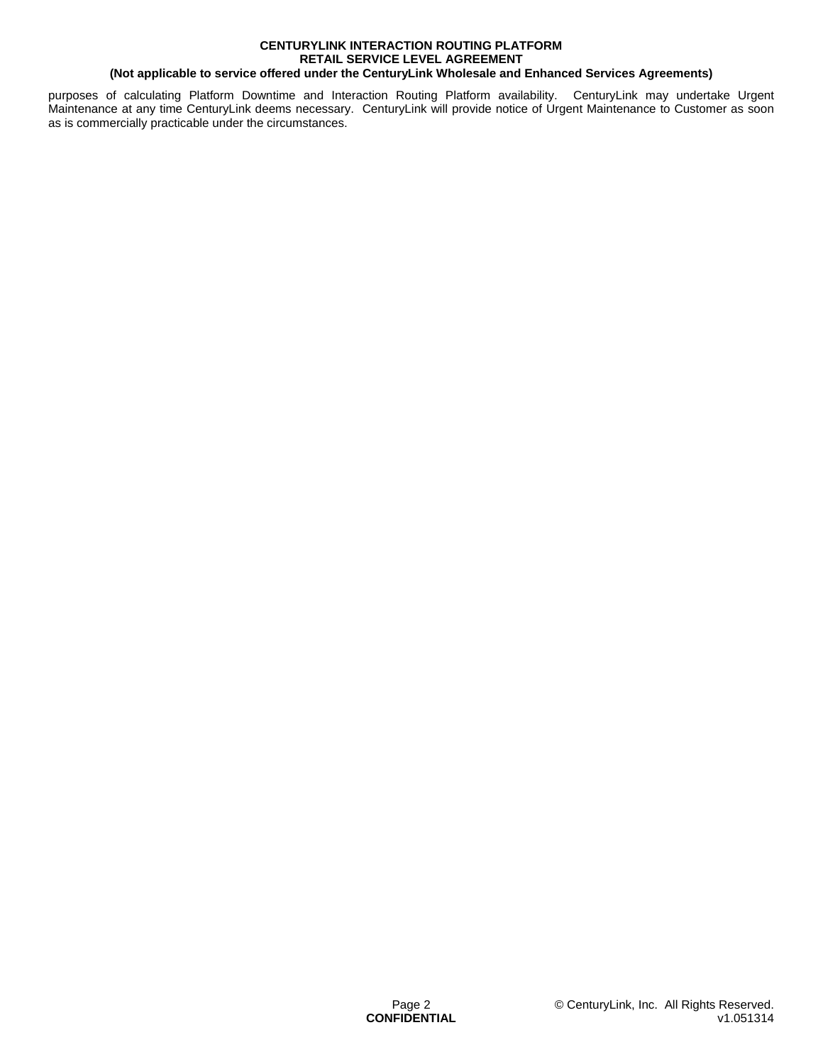purposes of calculating Platform Downtime and Interaction Routing Platform availability. CenturyLink may undertake Urgent Maintenance at any time CenturyLink deems necessary. CenturyLink will provide notice of Urgent Maintenance to Customer as soon as is commercially practicable under the circumstances.